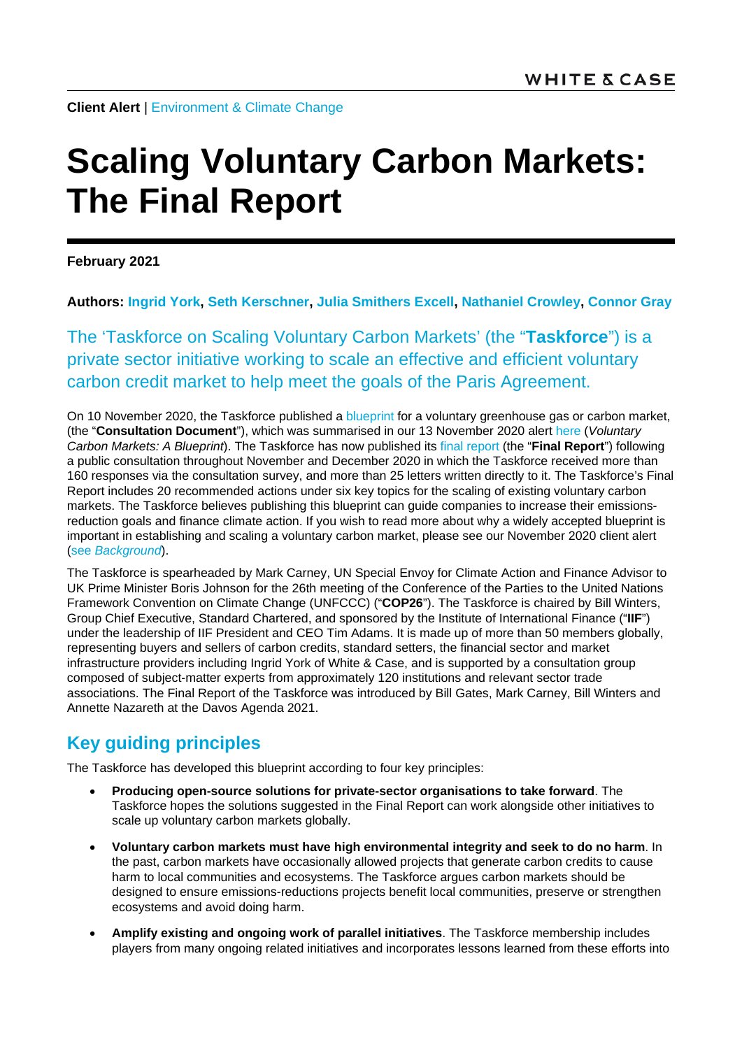**Client Alert** | Environment & Climate Change

# Scaling Voluntary Carbon Markets: The Final Report

**February 2021**

**Authors: Ingrid York, Seth Kerschner, Julia Smithers Excell, Nathaniel Crowley, Connor Gray**

The 'Taskforce on Scaling Voluntary Carbon Markets' (the "**Taskforce**") is a private sector initiative working to scale an effective and efficient voluntary carbon credit market to help meet the goals of the Paris Agreement.

On 10 November 2020, the Taskforce published a blueprint for a voluntary greenhouse gas or carbon market, (the "**Consultation Document**"), which was summarised in our 13 November 2020 alert here (*Voluntary Carbon Markets: A Blueprint*). The Taskforce has now published its final report (the "**Final Report**") following a public consultation throughout November and December 2020 in which the Taskforce received more than 160 responses via the consultation survey, and more than 25 letters written directly to it. The Taskforce's Final Report includes 20 recommended actions under six key topics for the scaling of existing voluntary carbon markets. The Taskforce believes publishing this blueprint can guide companies to increase their emissions-reduction goals and finance climate action. If you wish to read more about why a widely accepted blueprint is important in establishing and scaling a voluntary carbon market, please see our November 2020 client alert (see *Background*).

The Taskforce is spearheaded by Mark Carney, UN Special Envoy for Climate Action and Finance Advisor to UK Prime Minister Boris Johnson for the 26th meeting of the Conference of the Parties to the United Nations Framework Convention on Climate Change (UNFCCC) ("**COP26**"). The Taskforce is chaired by Bill Winters, Group Chief Executive, Standard Chartered, and sponsored by the Institute of International Finance ("**IIF**") under the leadership of IIF President and CEO Tim Adams. It is made up of more than 50 members globally, representing buyers and sellers of carbon credits, standard setters, the financial sector and market infrastructure providers including Ingrid York of White & Case, and is supported by a consultation group composed of subject-matter experts from approximately 120 institutions and relevant sector trade associations. The Final Report of the Taskforce was introduced by Bill Gates, Mark Carney, Bill Winters and Annette Nazareth at the Davos Agenda 2021.

## Key guiding principles

The Taskforce has developed this blueprint according to four key principles:

- **Producing open-source solutions for private-sector organisations to take forward**. The Taskforce hopes the solutions suggested in the Final Report can work alongside other initiatives to scale up voluntary carbon markets globally.
- **Voluntary carbon markets must have high environmental integrity and seek to do no harm**. In the past, carbon markets have occasionally allowed projects that generate carbon credits to cause harm to local communities and ecosystems. The Taskforce argues carbon markets should be designed to ensure emissions-reductions projects benefit local communities, preserve or strengthen ecosystems and avoid doing harm.
- **Amplify existing and ongoing work of parallel initiatives**. The Taskforce membership includes players from many ongoing related initiatives and incorporates lessons learned from these efforts into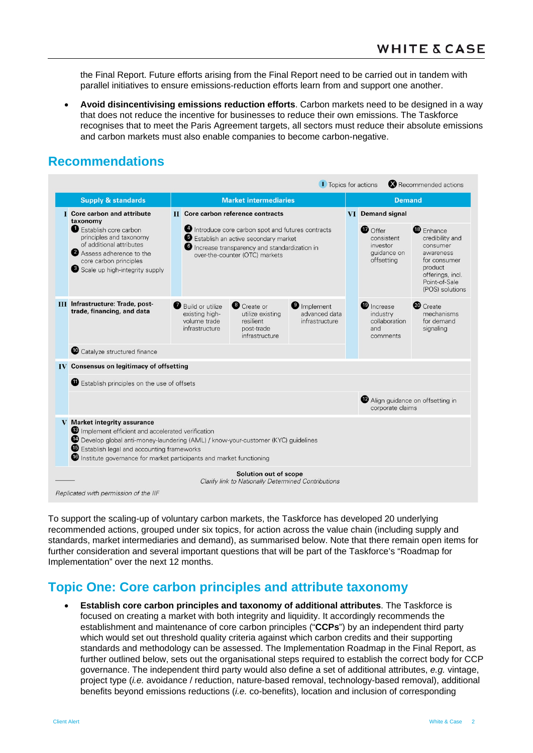the Final Report. Future efforts arising from the Final Report need to be carried out in tandem with parallel initiatives to ensure emissions-reduction efforts learn from and support one another.

- **Avoid disincentivising emissions reduction efforts**. Carbon markets need to be designed in a way that does not reduce the incentive for businesses to reduce their own emissions. The Taskforce recognises that to meet the Paris Agreement targets, all sectors must reduce their absolute emissions and carbon markets must also enable companies to become carbon-negative.

## Recommendations

I Topics for actions — X Recommended actions

| Supply & standards | Market intermediaries | Demand |
|---|---|---|
| **I Core carbon and attribute taxonomy**<br>1 Establish core carbon principles and taxonomy of additional attributes<br>2 Assess adherence to the core carbon principles<br>3 Scale up high-integrity supply | **II Core carbon reference contracts**<br>4 Introduce core carbon spot and futures contracts<br>5 Establish an active secondary market<br>6 Increase transparency and standardization in over-the-counter (OTC) markets | **VI Demand signal**<br>17 Offer consistent investor guidance on offsetting<br>18 Enhance credibility and consumer awareness for consumer product offerings, incl. Point-of-Sale (POS) solutions |
| **III Infrastructure: Trade, post-trade, financing, and data**<br>10 Catalyze structured finance | 7 Build or utilize existing high-volume trade infrastructure<br>8 Create or utilize existing resilient post-trade infrastructure<br>9 Implement advanced data infrastructure | 19 Increase industry collaboration and comments<br>20 Create mechanisms for demand signaling |
| **IV Consensus on legitimacy of offsetting**<br>11 Establish principles on the use of offsets | | 12 Align guidance on offsetting in corporate claims |
| **V Market integrity assurance**<br>13 Implement efficient and accelerated verification<br>14 Develop global anti-money-laundering (AML) / know-your-customer (KYC) guidelines<br>15 Establish legal and accounting frameworks<br>16 Institute governance for market participants and market functioning | | |

**Solution out of scope**
*Clarify link to Nationally Determined Contributions*

*Replicated with permission of the IIF*

To support the scaling-up of voluntary carbon markets, the Taskforce has developed 20 underlying recommended actions, grouped under six topics, for action across the value chain (including supply and standards, market intermediaries and demand), as summarised below. Note that there remain open items for further consideration and several important questions that will be part of the Taskforce's "Roadmap for Implementation" over the next 12 months.

## Topic One: Core carbon principles and attribute taxonomy

- **Establish core carbon principles and taxonomy of additional attributes**. The Taskforce is focused on creating a market with both integrity and liquidity. It accordingly recommends the establishment and maintenance of core carbon principles ("**CCPs**") by an independent third party which would set out threshold quality criteria against which carbon credits and their supporting standards and methodology can be assessed. The Implementation Roadmap in the Final Report, as further outlined below, sets out the organisational steps required to establish the correct body for CCP governance. The independent third party would also define a set of additional attributes, *e.g.* vintage, project type (*i.e.* avoidance / reduction, nature-based removal, technology-based removal), additional benefits beyond emissions reductions (*i.e.* co-benefits), location and inclusion of corresponding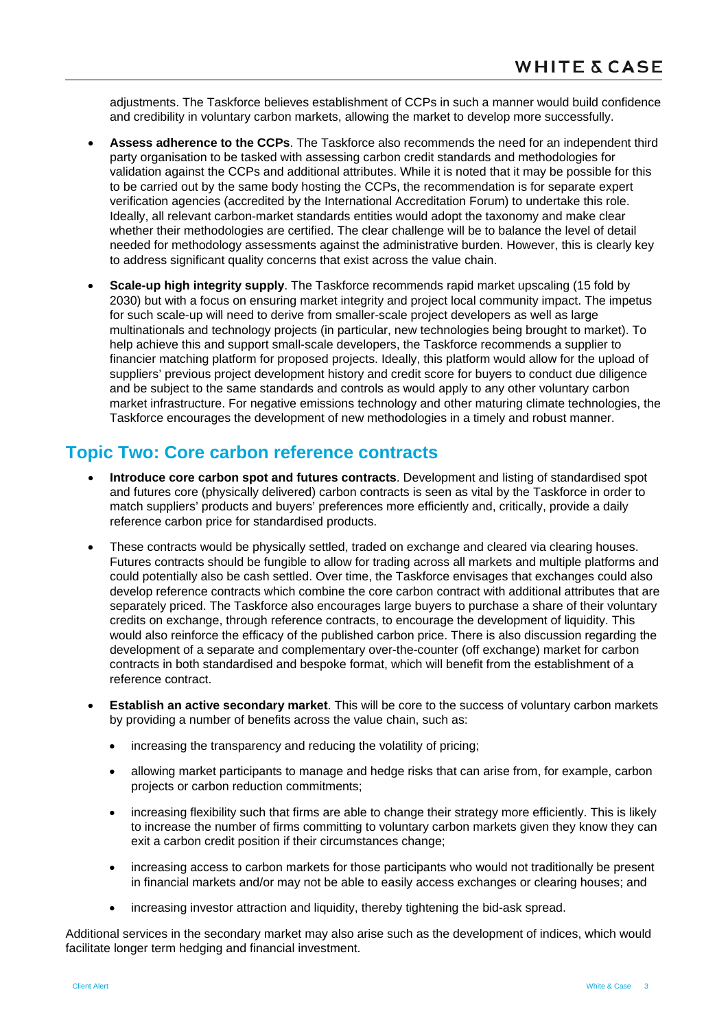adjustments. The Taskforce believes establishment of CCPs in such a manner would build confidence and credibility in voluntary carbon markets, allowing the market to develop more successfully.

- **Assess adherence to the CCPs**. The Taskforce also recommends the need for an independent third party organisation to be tasked with assessing carbon credit standards and methodologies for validation against the CCPs and additional attributes. While it is noted that it may be possible for this to be carried out by the same body hosting the CCPs, the recommendation is for separate expert verification agencies (accredited by the International Accreditation Forum) to undertake this role. Ideally, all relevant carbon-market standards entities would adopt the taxonomy and make clear whether their methodologies are certified. The clear challenge will be to balance the level of detail needed for methodology assessments against the administrative burden. However, this is clearly key to address significant quality concerns that exist across the value chain.
- **Scale-up high integrity supply**. The Taskforce recommends rapid market upscaling (15 fold by 2030) but with a focus on ensuring market integrity and project local community impact. The impetus for such scale-up will need to derive from smaller-scale project developers as well as large multinationals and technology projects (in particular, new technologies being brought to market). To help achieve this and support small-scale developers, the Taskforce recommends a supplier to financier matching platform for proposed projects. Ideally, this platform would allow for the upload of suppliers' previous project development history and credit score for buyers to conduct due diligence and be subject to the same standards and controls as would apply to any other voluntary carbon market infrastructure. For negative emissions technology and other maturing climate technologies, the Taskforce encourages the development of new methodologies in a timely and robust manner.

## Topic Two: Core carbon reference contracts

- **Introduce core carbon spot and futures contracts**. Development and listing of standardised spot and futures core (physically delivered) carbon contracts is seen as vital by the Taskforce in order to match suppliers' products and buyers' preferences more efficiently and, critically, provide a daily reference carbon price for standardised products.
- These contracts would be physically settled, traded on exchange and cleared via clearing houses. Futures contracts should be fungible to allow for trading across all markets and multiple platforms and could potentially also be cash settled. Over time, the Taskforce envisages that exchanges could also develop reference contracts which combine the core carbon contract with additional attributes that are separately priced. The Taskforce also encourages large buyers to purchase a share of their voluntary credits on exchange, through reference contracts, to encourage the development of liquidity. This would also reinforce the efficacy of the published carbon price. There is also discussion regarding the development of a separate and complementary over-the-counter (off exchange) market for carbon contracts in both standardised and bespoke format, which will benefit from the establishment of a reference contract.
- **Establish an active secondary market**. This will be core to the success of voluntary carbon markets by providing a number of benefits across the value chain, such as:
  - increasing the transparency and reducing the volatility of pricing;
  - allowing market participants to manage and hedge risks that can arise from, for example, carbon projects or carbon reduction commitments;
  - increasing flexibility such that firms are able to change their strategy more efficiently. This is likely to increase the number of firms committing to voluntary carbon markets given they know they can exit a carbon credit position if their circumstances change;
  - increasing access to carbon markets for those participants who would not traditionally be present in financial markets and/or may not be able to easily access exchanges or clearing houses; and
  - increasing investor attraction and liquidity, thereby tightening the bid-ask spread.

Additional services in the secondary market may also arise such as the development of indices, which would facilitate longer term hedging and financial investment.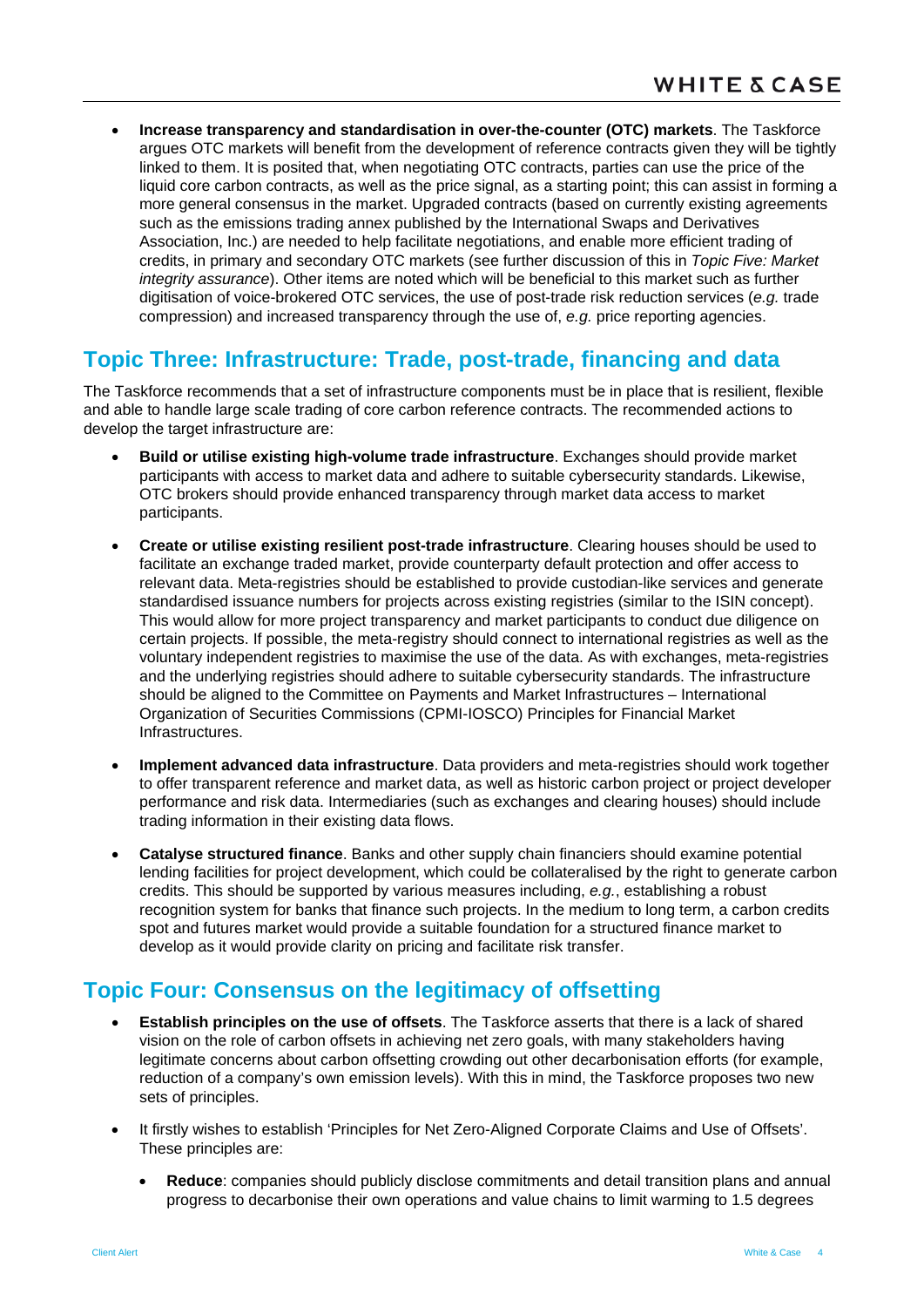- **Increase transparency and standardisation in over-the-counter (OTC) markets**. The Taskforce argues OTC markets will benefit from the development of reference contracts given they will be tightly linked to them. It is posited that, when negotiating OTC contracts, parties can use the price of the liquid core carbon contracts, as well as the price signal, as a starting point; this can assist in forming a more general consensus in the market. Upgraded contracts (based on currently existing agreements such as the emissions trading annex published by the International Swaps and Derivatives Association, Inc.) are needed to help facilitate negotiations, and enable more efficient trading of credits, in primary and secondary OTC markets (see further discussion of this in *Topic Five: Market integrity assurance*). Other items are noted which will be beneficial to this market such as further digitisation of voice-brokered OTC services, the use of post-trade risk reduction services (*e.g.* trade compression) and increased transparency through the use of, *e.g.* price reporting agencies.

## Topic Three: Infrastructure: Trade, post-trade, financing and data

The Taskforce recommends that a set of infrastructure components must be in place that is resilient, flexible and able to handle large scale trading of core carbon reference contracts. The recommended actions to develop the target infrastructure are:

- **Build or utilise existing high-volume trade infrastructure**. Exchanges should provide market participants with access to market data and adhere to suitable cybersecurity standards. Likewise, OTC brokers should provide enhanced transparency through market data access to market participants.
- **Create or utilise existing resilient post-trade infrastructure**. Clearing houses should be used to facilitate an exchange traded market, provide counterparty default protection and offer access to relevant data. Meta-registries should be established to provide custodian-like services and generate standardised issuance numbers for projects across existing registries (similar to the ISIN concept). This would allow for more project transparency and market participants to conduct due diligence on certain projects. If possible, the meta-registry should connect to international registries as well as the voluntary independent registries to maximise the use of the data. As with exchanges, meta-registries and the underlying registries should adhere to suitable cybersecurity standards. The infrastructure should be aligned to the Committee on Payments and Market Infrastructures – International Organization of Securities Commissions (CPMI-IOSCO) Principles for Financial Market Infrastructures.
- **Implement advanced data infrastructure**. Data providers and meta-registries should work together to offer transparent reference and market data, as well as historic carbon project or project developer performance and risk data. Intermediaries (such as exchanges and clearing houses) should include trading information in their existing data flows.
- **Catalyse structured finance**. Banks and other supply chain financiers should examine potential lending facilities for project development, which could be collateralised by the right to generate carbon credits. This should be supported by various measures including, *e.g.*, establishing a robust recognition system for banks that finance such projects. In the medium to long term, a carbon credits spot and futures market would provide a suitable foundation for a structured finance market to develop as it would provide clarity on pricing and facilitate risk transfer.

## Topic Four: Consensus on the legitimacy of offsetting

- **Establish principles on the use of offsets**. The Taskforce asserts that there is a lack of shared vision on the role of carbon offsets in achieving net zero goals, with many stakeholders having legitimate concerns about carbon offsetting crowding out other decarbonisation efforts (for example, reduction of a company's own emission levels). With this in mind, the Taskforce proposes two new sets of principles.
- It firstly wishes to establish 'Principles for Net Zero-Aligned Corporate Claims and Use of Offsets'. These principles are:
  - **Reduce**: companies should publicly disclose commitments and detail transition plans and annual progress to decarbonise their own operations and value chains to limit warming to 1.5 degrees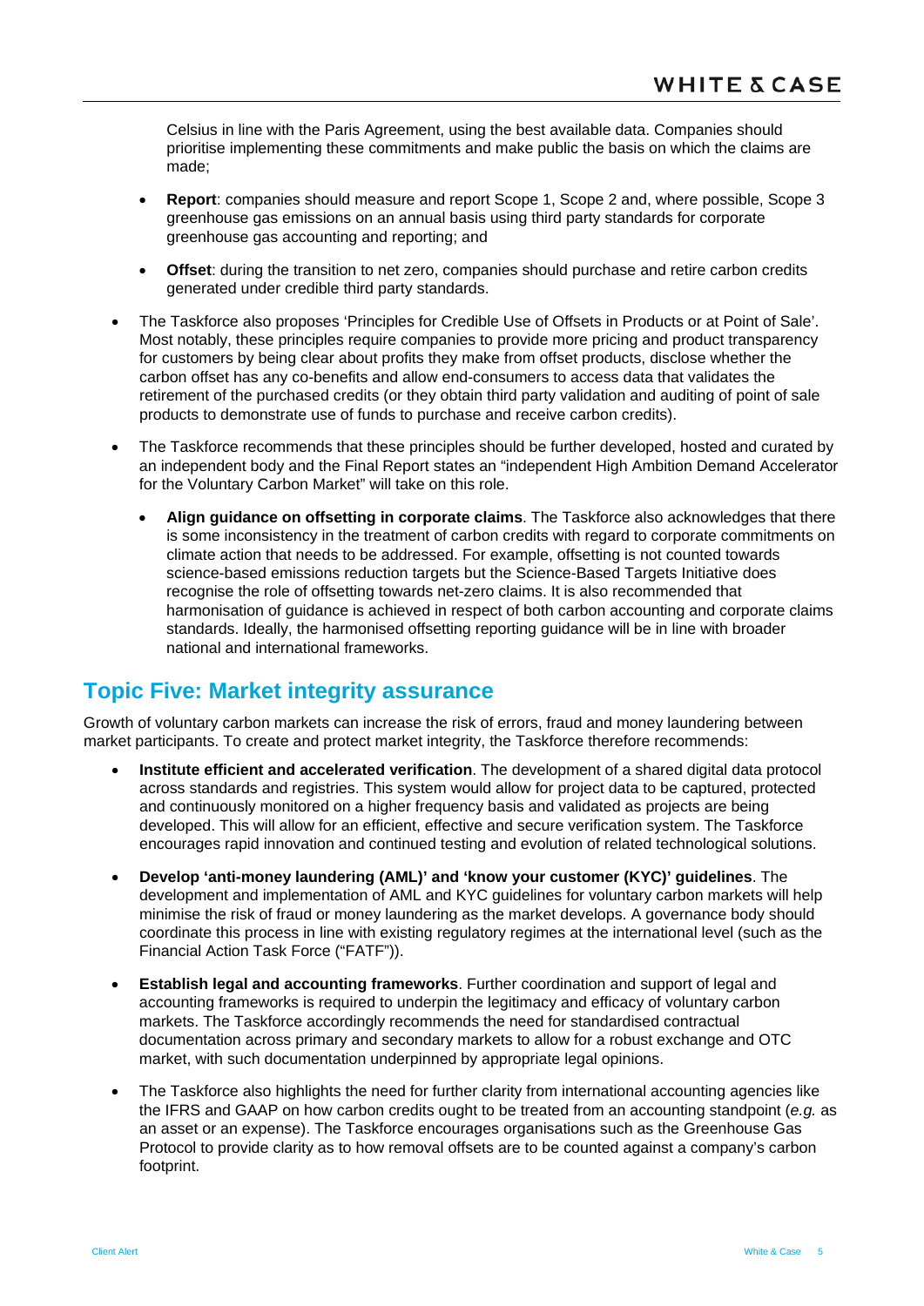Celsius in line with the Paris Agreement, using the best available data. Companies should prioritise implementing these commitments and make public the basis on which the claims are made;

  - **Report**: companies should measure and report Scope 1, Scope 2 and, where possible, Scope 3 greenhouse gas emissions on an annual basis using third party standards for corporate greenhouse gas accounting and reporting; and
  - **Offset**: during the transition to net zero, companies should purchase and retire carbon credits generated under credible third party standards.

- The Taskforce also proposes 'Principles for Credible Use of Offsets in Products or at Point of Sale'. Most notably, these principles require companies to provide more pricing and product transparency for customers by being clear about profits they make from offset products, disclose whether the carbon offset has any co-benefits and allow end-consumers to access data that validates the retirement of the purchased credits (or they obtain third party validation and auditing of point of sale products to demonstrate use of funds to purchase and receive carbon credits).
- The Taskforce recommends that these principles should be further developed, hosted and curated by an independent body and the Final Report states an "independent High Ambition Demand Accelerator for the Voluntary Carbon Market" will take on this role.
  - **Align guidance on offsetting in corporate claims**. The Taskforce also acknowledges that there is some inconsistency in the treatment of carbon credits with regard to corporate commitments on climate action that needs to be addressed. For example, offsetting is not counted towards science-based emissions reduction targets but the Science-Based Targets Initiative does recognise the role of offsetting towards net-zero claims. It is also recommended that harmonisation of guidance is achieved in respect of both carbon accounting and corporate claims standards. Ideally, the harmonised offsetting reporting guidance will be in line with broader national and international frameworks.

## Topic Five: Market integrity assurance

Growth of voluntary carbon markets can increase the risk of errors, fraud and money laundering between market participants. To create and protect market integrity, the Taskforce therefore recommends:

- **Institute efficient and accelerated verification**. The development of a shared digital data protocol across standards and registries. This system would allow for project data to be captured, protected and continuously monitored on a higher frequency basis and validated as projects are being developed. This will allow for an efficient, effective and secure verification system. The Taskforce encourages rapid innovation and continued testing and evolution of related technological solutions.
- **Develop 'anti-money laundering (AML)' and 'know your customer (KYC)' guidelines**. The development and implementation of AML and KYC guidelines for voluntary carbon markets will help minimise the risk of fraud or money laundering as the market develops. A governance body should coordinate this process in line with existing regulatory regimes at the international level (such as the Financial Action Task Force ("FATF")).
- **Establish legal and accounting frameworks**. Further coordination and support of legal and accounting frameworks is required to underpin the legitimacy and efficacy of voluntary carbon markets. The Taskforce accordingly recommends the need for standardised contractual documentation across primary and secondary markets to allow for a robust exchange and OTC market, with such documentation underpinned by appropriate legal opinions.
- The Taskforce also highlights the need for further clarity from international accounting agencies like the IFRS and GAAP on how carbon credits ought to be treated from an accounting standpoint (*e.g.* as an asset or an expense). The Taskforce encourages organisations such as the Greenhouse Gas Protocol to provide clarity as to how removal offsets are to be counted against a company's carbon footprint.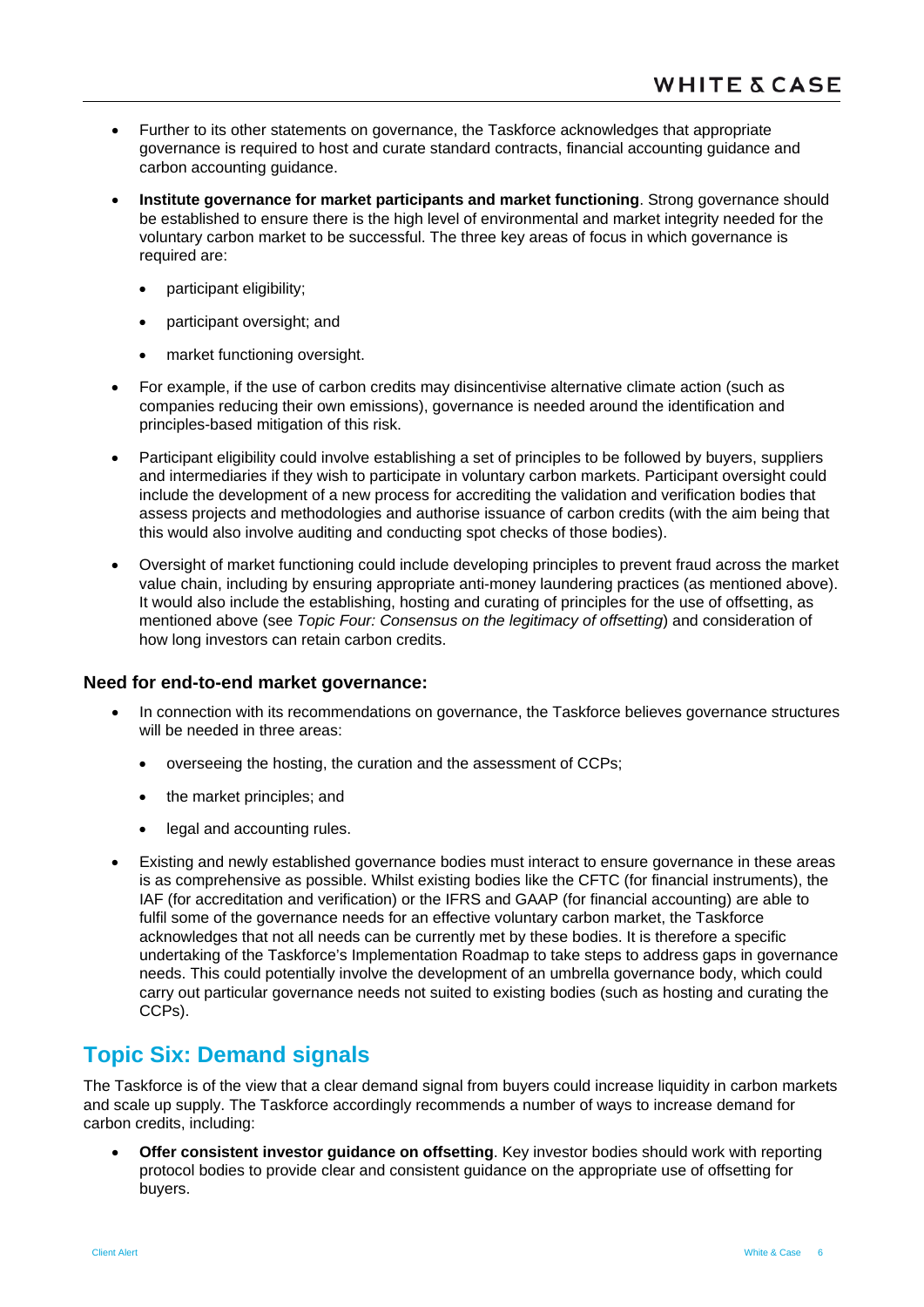- Further to its other statements on governance, the Taskforce acknowledges that appropriate governance is required to host and curate standard contracts, financial accounting guidance and carbon accounting guidance.
- **Institute governance for market participants and market functioning**. Strong governance should be established to ensure there is the high level of environmental and market integrity needed for the voluntary carbon market to be successful. The three key areas of focus in which governance is required are:
  - participant eligibility;
  - participant oversight; and
  - market functioning oversight.
- For example, if the use of carbon credits may disincentivise alternative climate action (such as companies reducing their own emissions), governance is needed around the identification and principles-based mitigation of this risk.
- Participant eligibility could involve establishing a set of principles to be followed by buyers, suppliers and intermediaries if they wish to participate in voluntary carbon markets. Participant oversight could include the development of a new process for accrediting the validation and verification bodies that assess projects and methodologies and authorise issuance of carbon credits (with the aim being that this would also involve auditing and conducting spot checks of those bodies).
- Oversight of market functioning could include developing principles to prevent fraud across the market value chain, including by ensuring appropriate anti-money laundering practices (as mentioned above). It would also include the establishing, hosting and curating of principles for the use of offsetting, as mentioned above (see *Topic Four: Consensus on the legitimacy of offsetting*) and consideration of how long investors can retain carbon credits.

### Need for end-to-end market governance:

- In connection with its recommendations on governance, the Taskforce believes governance structures will be needed in three areas:
  - overseeing the hosting, the curation and the assessment of CCPs;
  - the market principles; and
  - legal and accounting rules.
- Existing and newly established governance bodies must interact to ensure governance in these areas is as comprehensive as possible. Whilst existing bodies like the CFTC (for financial instruments), the IAF (for accreditation and verification) or the IFRS and GAAP (for financial accounting) are able to fulfil some of the governance needs for an effective voluntary carbon market, the Taskforce acknowledges that not all needs can be currently met by these bodies. It is therefore a specific undertaking of the Taskforce's Implementation Roadmap to take steps to address gaps in governance needs. This could potentially involve the development of an umbrella governance body, which could carry out particular governance needs not suited to existing bodies (such as hosting and curating the CCPs).

## Topic Six: Demand signals

The Taskforce is of the view that a clear demand signal from buyers could increase liquidity in carbon markets and scale up supply. The Taskforce accordingly recommends a number of ways to increase demand for carbon credits, including:

- **Offer consistent investor guidance on offsetting**. Key investor bodies should work with reporting protocol bodies to provide clear and consistent guidance on the appropriate use of offsetting for buyers.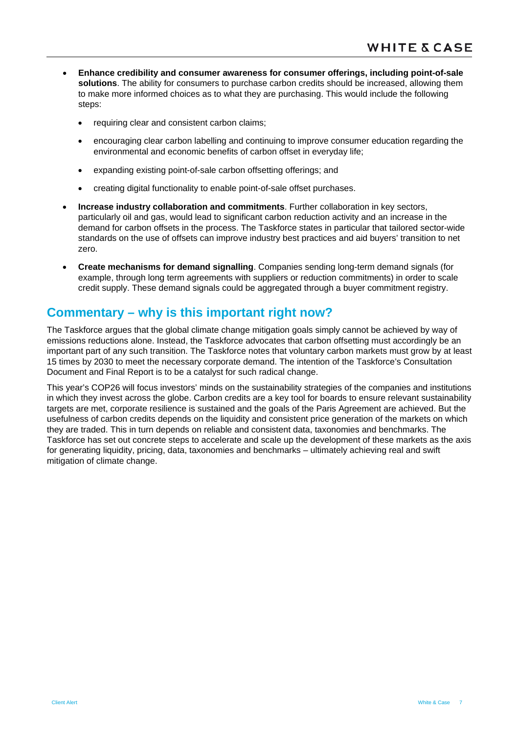- **Enhance credibility and consumer awareness for consumer offerings, including point-of-sale solutions**. The ability for consumers to purchase carbon credits should be increased, allowing them to make more informed choices as to what they are purchasing. This would include the following steps:
  - requiring clear and consistent carbon claims;
  - encouraging clear carbon labelling and continuing to improve consumer education regarding the environmental and economic benefits of carbon offset in everyday life;
  - expanding existing point-of-sale carbon offsetting offerings; and
  - creating digital functionality to enable point-of-sale offset purchases.
- **Increase industry collaboration and commitments**. Further collaboration in key sectors, particularly oil and gas, would lead to significant carbon reduction activity and an increase in the demand for carbon offsets in the process. The Taskforce states in particular that tailored sector-wide standards on the use of offsets can improve industry best practices and aid buyers' transition to net zero.
- **Create mechanisms for demand signalling**. Companies sending long-term demand signals (for example, through long term agreements with suppliers or reduction commitments) in order to scale credit supply. These demand signals could be aggregated through a buyer commitment registry.

## Commentary – why is this important right now?

The Taskforce argues that the global climate change mitigation goals simply cannot be achieved by way of emissions reductions alone. Instead, the Taskforce advocates that carbon offsetting must accordingly be an important part of any such transition. The Taskforce notes that voluntary carbon markets must grow by at least 15 times by 2030 to meet the necessary corporate demand. The intention of the Taskforce's Consultation Document and Final Report is to be a catalyst for such radical change.

This year's COP26 will focus investors' minds on the sustainability strategies of the companies and institutions in which they invest across the globe. Carbon credits are a key tool for boards to ensure relevant sustainability targets are met, corporate resilience is sustained and the goals of the Paris Agreement are achieved. But the usefulness of carbon credits depends on the liquidity and consistent price generation of the markets on which they are traded. This in turn depends on reliable and consistent data, taxonomies and benchmarks. The Taskforce has set out concrete steps to accelerate and scale up the development of these markets as the axis for generating liquidity, pricing, data, taxonomies and benchmarks – ultimately achieving real and swift mitigation of climate change.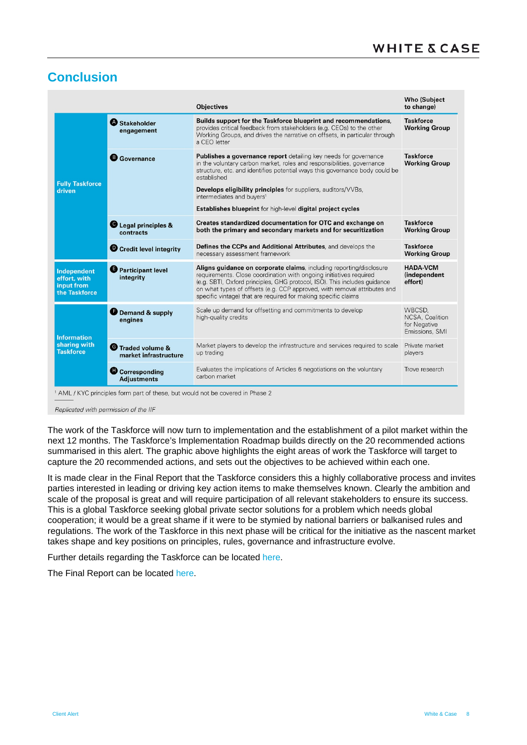## Conclusion

| | | Objectives | Who (Subject to change) |
|---|---|---|---|
| Fully Taskforce driven | A Stakeholder engagement | **Builds support for the Taskforce blueprint and recommendations,** provides critical feedback from stakeholders (e.g. CEOs) to the other Working Groups, and drives the narrative on offsets, in particular through a CEO letter | **Taskforce Working Group** |
| | B Governance | **Publishes a governance report** detailing key needs for governance in the voluntary carbon market, roles and responsibilities, governance structure, etc. and identifies potential ways this governance body could be established<br>**Develops eligibility principles** for suppliers, auditors/VVBs, intermediates and buyers[1]<br>**Establishes blueprint** for high-level **digital project cycles** | **Taskforce Working Group** |
| | C Legal principles & contracts | **Creates standardized documentation for OTC and exchange on both the primary and secondary markets and for securitization** | **Taskforce Working Group** |
| | D Credit level integrity | **Defines the CCPs and Additional Attributes**, and develops the necessary assessment framework | **Taskforce Working Group** |
| Independent effort, with input from the Taskforce | E Participant level integrity | **Aligns guidance on corporate claims**, including reporting/disclosure requirements. Close coordination with ongoing initiatives required (e.g. SBTI, Oxford principles, GHG protocol, ISO). This includes guidance on what types of offsets (e.g. CCP approved, with removal attributes and specific vintage) that are required for making specific claims | **HADA-VCM (independent effort)** |
| Information sharing with Taskforce | F Demand & supply engines | Scale up demand for offsetting and commitments to develop high-quality credits | WBCSD, NCSA, Coalition for Negative Emissions, SMI |
| | G Traded volume & market infrastructure | Market players to develop the infrastructure and services required to scale up trading | Private market players |
| | H Corresponding Adjustments | Evaluates the implications of Articles 6 negotiations on the voluntary carbon market | Trove research |

[1] AML / KYC principles form part of these, but would not be covered in Phase 2

*Replicated with permission of the IIF*

The work of the Taskforce will now turn to implementation and the establishment of a pilot market within the next 12 months. The Taskforce's Implementation Roadmap builds directly on the 20 recommended actions summarised in this alert. The graphic above highlights the eight areas of work the Taskforce will target to capture the 20 recommended actions, and sets out the objectives to be achieved within each one.

It is made clear in the Final Report that the Taskforce considers this a highly collaborative process and invites parties interested in leading or driving key action items to make themselves known. Clearly the ambition and scale of the proposal is great and will require participation of all relevant stakeholders to ensure its success. This is a global Taskforce seeking global private sector solutions for a problem which needs global cooperation; it would be a great shame if it were to be stymied by national barriers or balkanised rules and regulations. The work of the Taskforce in this next phase will be critical for the initiative as the nascent market takes shape and key positions on principles, rules, governance and infrastructure evolve.

Further details regarding the Taskforce can be located here.

The Final Report can be located here.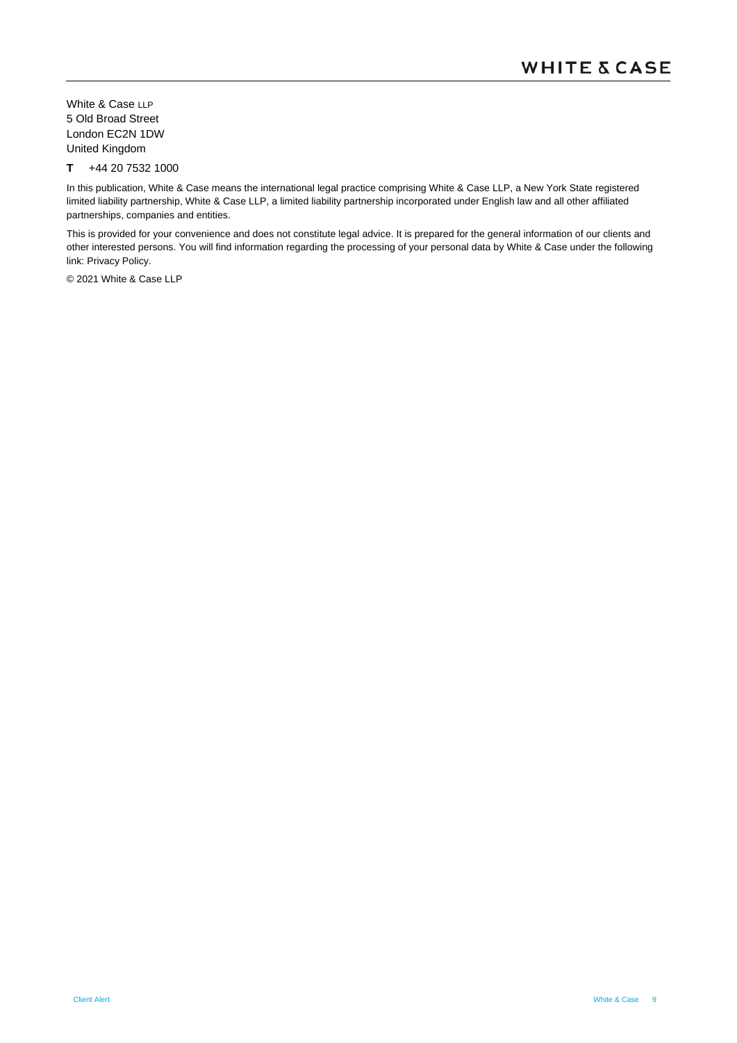White & Case LLP
5 Old Broad Street
London EC2N 1DW
United Kingdom

**T** +44 20 7532 1000

In this publication, White & Case means the international legal practice comprising White & Case LLP, a New York State registered limited liability partnership, White & Case LLP, a limited liability partnership incorporated under English law and all other affiliated partnerships, companies and entities.

This is provided for your convenience and does not constitute legal advice. It is prepared for the general information of our clients and other interested persons. You will find information regarding the processing of your personal data by White & Case under the following link: Privacy Policy.

© 2021 White & Case LLP